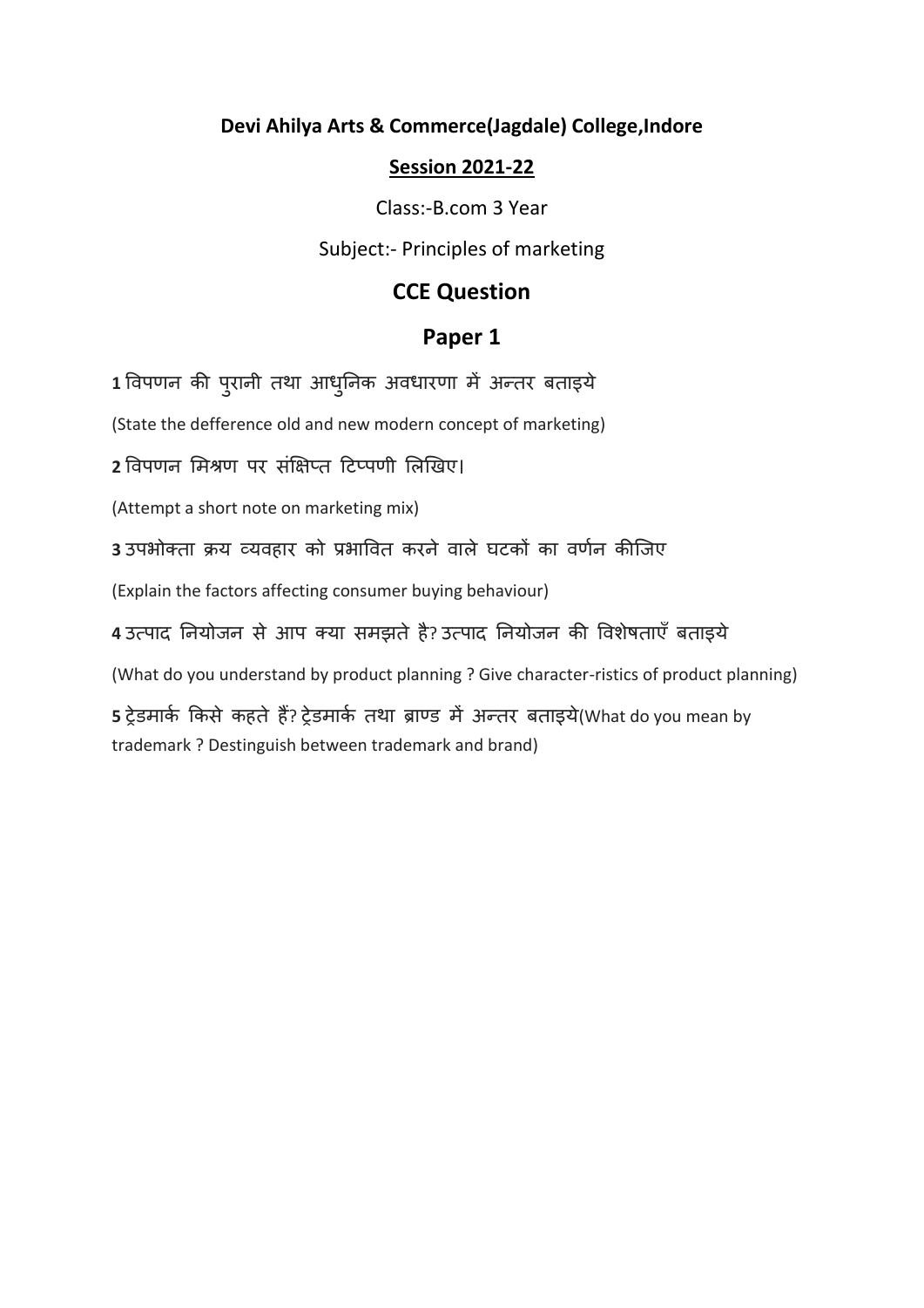**Devi Ahilya Arts & Commerce(Jagdale) College,Indore**

**Session 2021-22**

Class:-B.com 3 Year

Subject:- Principles of marketing

## CCE Question

## Paper 1

**1** विपणन की पुरानी तथा आधुनिक अवधारणा में अन्तर बताइये

(State the defference old and new modern concept of marketing)

**2** विपणन मिश्रण पर संक्षिप्त टिप्पणी लिखिए।

(Attempt a short note on marketing mix)

**3** उपभोक्ता क्रय व्यवहार को प्रभावित करने वाले घटकों का वर्णन कीजिए

(Explain the factors affecting consumer buying behaviour)

**4** उत्पाद नियोजन से आप क्या समझते है? उत्पाद नियोजन की विशेषताएँ बताइये

(What do you understand by product planning ? Give character-ristics of product planning)

**5** ट्रेडमार्क किसे कहते हैं? ट्रेडमार्क तथा ब्राण्ड में अन्तर बताइये(What do you mean by trademark ? Destinguish between trademark and brand)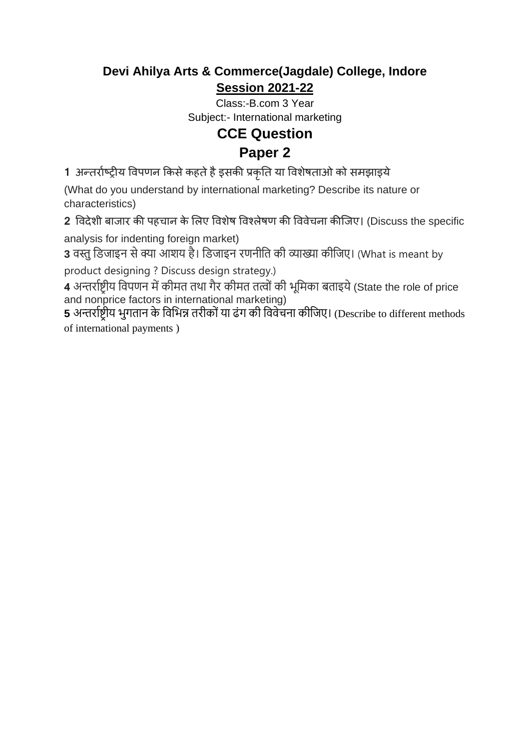**Devi Ahilya Arts & Commerce(Jagdale) College, Indore**

**<u>Session 2021-22</u>**

Class:-B.com 3 Year

Subject:- International marketing

## CCE Question

## Paper 2

**1** अन्तर्राष्ट्रीय विपणन किसे कहते है इसकी प्रकृति या विशेषताओ को समझाइये

(What do you understand by international marketing? Describe its nature or characteristics)

**2** विदेशी बाजार की पहचान के लिए विशेष विश्लेषण की विवेचना कीजिए। (Discuss the specific analysis for indenting foreign market)

**3** वस्तु डिजाइन से क्या आशय है। डिजाइन रणनीति की व्याख्या कीजिए। (What is meant by product designing ? Discuss design strategy.)

**4** अन्तर्राष्ट्रीय विपणन में कीमत तथा गैर कीमत तत्वों की भूमिका बताइये (State the role of price and nonprice factors in international marketing)

**5** अन्तर्राष्ट्रीय भुगतान के विभिन्न तरीकों या ढंग की विवेचना कीजिए। (Describe to different methods of international payments )